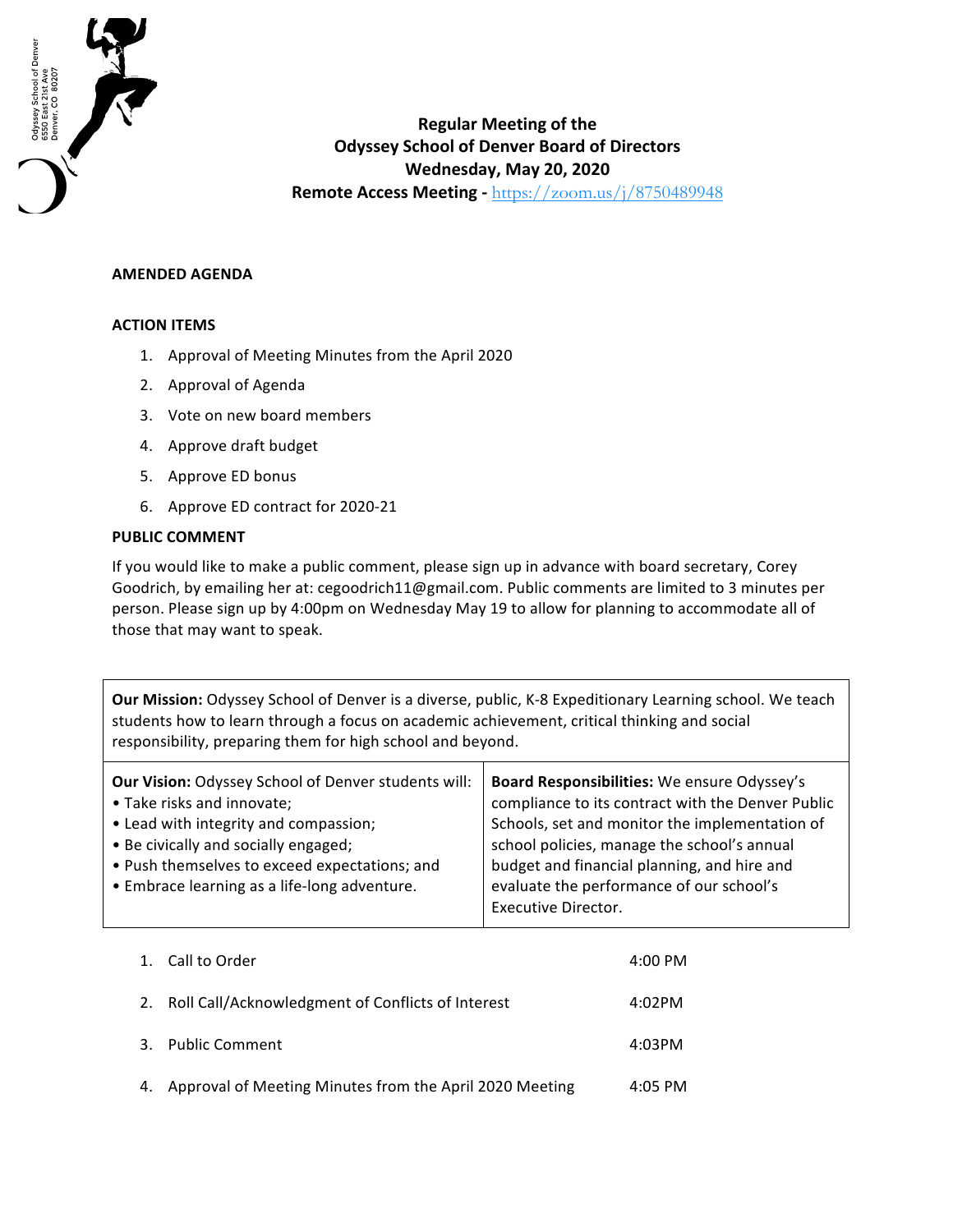Odyssey School of Denver
6550 East 21st Ave
Denver, CO 80207

# Regular Meeting of the Odyssey School of Denver Board of Directors

**Wednesday, May 20, 2020**

**Remote Access Meeting -** https://zoom.us/j/8750489948

**AMENDED AGENDA**

**ACTION ITEMS**

1. Approval of Meeting Minutes from the April 2020
2. Approval of Agenda
3. Vote on new board members
4. Approve draft budget
5. Approve ED bonus
6. Approve ED contract for 2020-21

**PUBLIC COMMENT**

If you would like to make a public comment, please sign up in advance with board secretary, Corey Goodrich, by emailing her at: cegoodrich11@gmail.com. Public comments are limited to 3 minutes per person. Please sign up by 4:00pm on Wednesday May 19 to allow for planning to accommodate all of those that may want to speak.

**Our Mission:** Odyssey School of Denver is a diverse, public, K-8 Expeditionary Learning school. We teach students how to learn through a focus on academic achievement, critical thinking and social responsibility, preparing them for high school and beyond.

**Our Vision:** Odyssey School of Denver students will:
- Take risks and innovate;
- Lead with integrity and compassion;
- Be civically and socially engaged;
- Push themselves to exceed expectations; and
- Embrace learning as a life-long adventure.

**Board Responsibilities:** We ensure Odyssey's compliance to its contract with the Denver Public Schools, set and monitor the implementation of school policies, manage the school's annual budget and financial planning, and hire and evaluate the performance of our school's Executive Director.

| | | |
|---|---|---|
| 1. | Call to Order | 4:00 PM |
| 2. | Roll Call/Acknowledgment of Conflicts of Interest | 4:02PM |
| 3. | Public Comment | 4:03PM |
| 4. | Approval of Meeting Minutes from the April 2020 Meeting | 4:05 PM |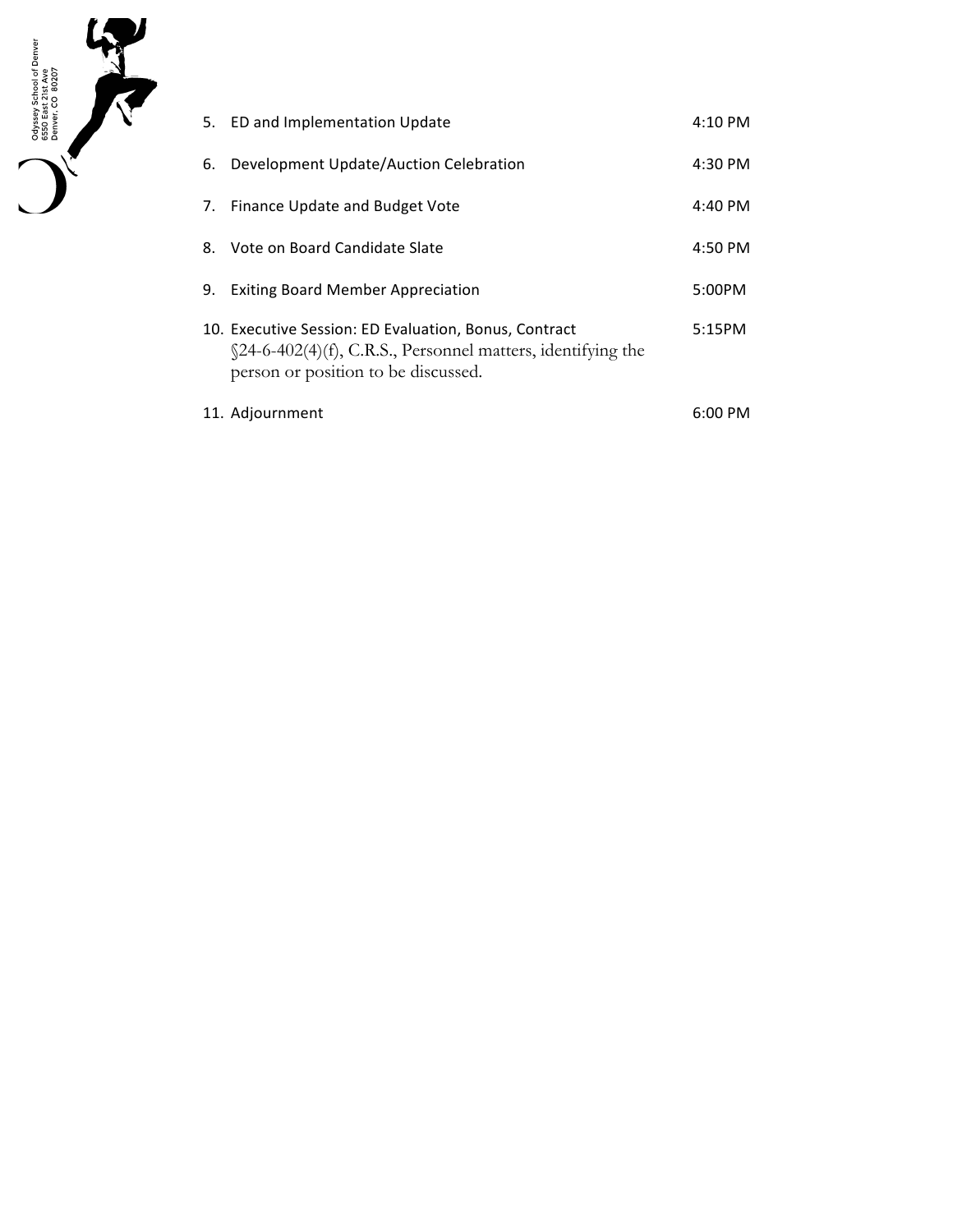5. ED and Implementation Update 4:10 PM

6. Development Update/Auction Celebration 4:30 PM

7. Finance Update and Budget Vote 4:40 PM

8. Vote on Board Candidate Slate 4:50 PM

9. Exiting Board Member Appreciation 5:00PM

10. Executive Session: ED Evaluation, Bonus, Contract 5:15PM
    §24-6-402(4)(f), C.R.S., Personnel matters, identifying the person or position to be discussed.

11. Adjournment 6:00 PM